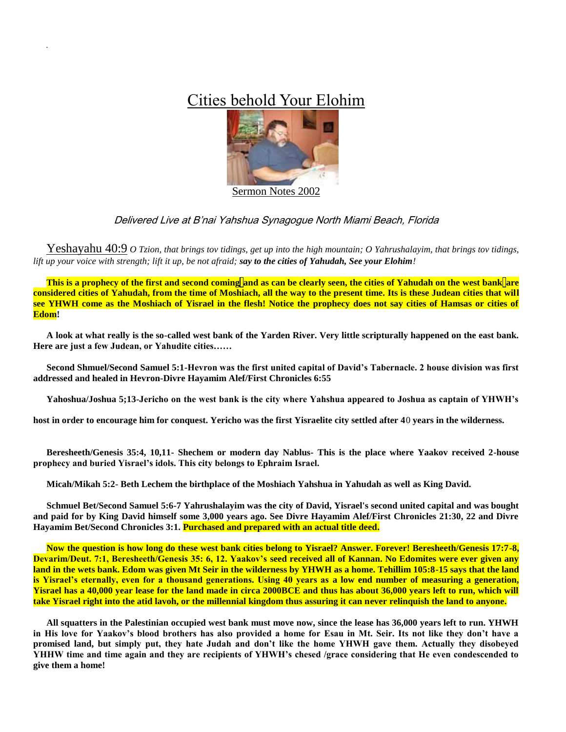# Cities behold Your Elohim

Sermon Notes 2002

*Delivered Live at B'nai Yahshua Synagogue North Miami Beach, Florida*

Yeshayahu 40:9 *O Tzion, that brings tov tidings, get up into the high mountain; O Yahrushalayim, that brings tov tidings, lift up your voice with strength; lift it up, be not afraid;* ***say to the cities of Yahudah, See your Elohim****!*

**This is a prophecy of the first and second coming and as can be clearly seen, the cities of Yahudah on the west bank are considered cities of Yahudah, from the time of Moshiach, all the way to the present time. Its is these Judean cities that will see YHWH come as the Moshiach of Yisrael in the flesh! Notice the prophecy does not say cities of Hamsas or cities of Edom!**

**A look at what really is the so-called west bank of the Yarden River. Very little scripturally happened on the east bank. Here are just a few Judean, or Yahudite cities……**

**Second Shmuel/Second Samuel 5:1-Hevron was the first united capital of David's Tabernacle. 2 house division was first addressed and healed in Hevron-Divre Hayamim Alef/First Chronicles 6:55**

**Yahoshua/Joshua 5;13-Jericho on the west bank is the city where Yahshua appeared to Joshua as captain of YHWH's host in order to encourage him for conquest. Yericho was the first Yisraelite city settled after 40 years in the wilderness.**

**Beresheeth/Genesis 35:4, 10,11- Shechem or modern day Nablus- This is the place where Yaakov received 2-house prophecy and buried Yisrael's idols. This city belongs to Ephraim Israel.**

**Micah/Mikah 5:2- Beth Lechem the birthplace of the Moshiach Yahshua in Yahudah as well as King David.**

**Schmuel Bet/Second Samuel 5:6-7 Yahrushalayim was the city of David, Yisrael's second united capital and was bought and paid for by King David himself some 3,000 years ago. See Divre Hayamim Alef/First Chronicles 21:30, 22 and Divre Hayamim Bet/Second Chronicles 3:1. Purchased and prepared with an actual title deed.**

**Now the question is how long do these west bank cities belong to Yisrael? Answer. Forever! Beresheeth/Genesis 17:7-8, Devarim/Deut. 7:1, Beresheeth/Genesis 35: 6, 12. Yaakov's seed received all of Kannan. No Edomites were ever given any land in the wets bank. Edom was given Mt Seir in the wilderness by YHWH as a home. Tehillim 105:8-15 says that the land is Yisrael's eternally, even for a thousand generations. Using 40 years as a low end number of measuring a generation, Yisrael has a 40,000 year lease for the land made in circa 2000BCE and thus has about 36,000 years left to run, which will take Yisrael right into the atid lavoh, or the millennial kingdom thus assuring it can never relinquish the land to anyone.**

**All squatters in the Palestinian occupied west bank must move now, since the lease has 36,000 years left to run. YHWH in His love for Yaakov's blood brothers has also provided a home for Esau in Mt. Seir. Its not like they don't have a promised land, but simply put, they hate Judah and don't like the home YHWH gave them. Actually they disobeyed YHHW time and time again and they are recipients of YHWH's chesed /grace considering that He even condescended to give them a home!**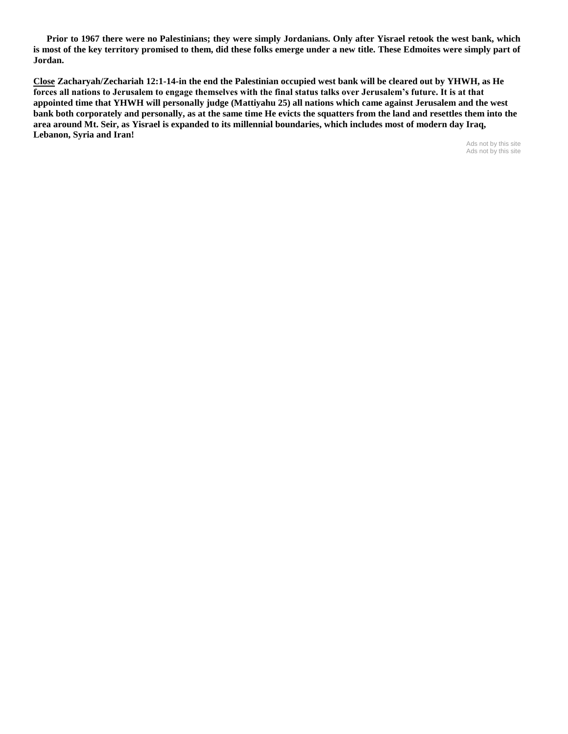**Prior to 1967 there were no Palestinians; they were simply Jordanians. Only after Yisrael retook the west bank, which is most of the key territory promised to them, did these folks emerge under a new title. These Edmoites were simply part of Jordan.**

**<u>Close</u> Zacharyah/Zechariah 12:1-14-in the end the Palestinian occupied west bank will be cleared out by YHWH, as He forces all nations to Jerusalem to engage themselves with the final status talks over Jerusalem's future. It is at that appointed time that YHWH will personally judge (Mattiyahu 25) all nations which came against Jerusalem and the west bank both corporately and personally, as at the same time He evicts the squatters from the land and resettles them into the area around Mt. Seir, as Yisrael is expanded to its millennial boundaries, which includes most of modern day Iraq, Lebanon, Syria and Iran!**